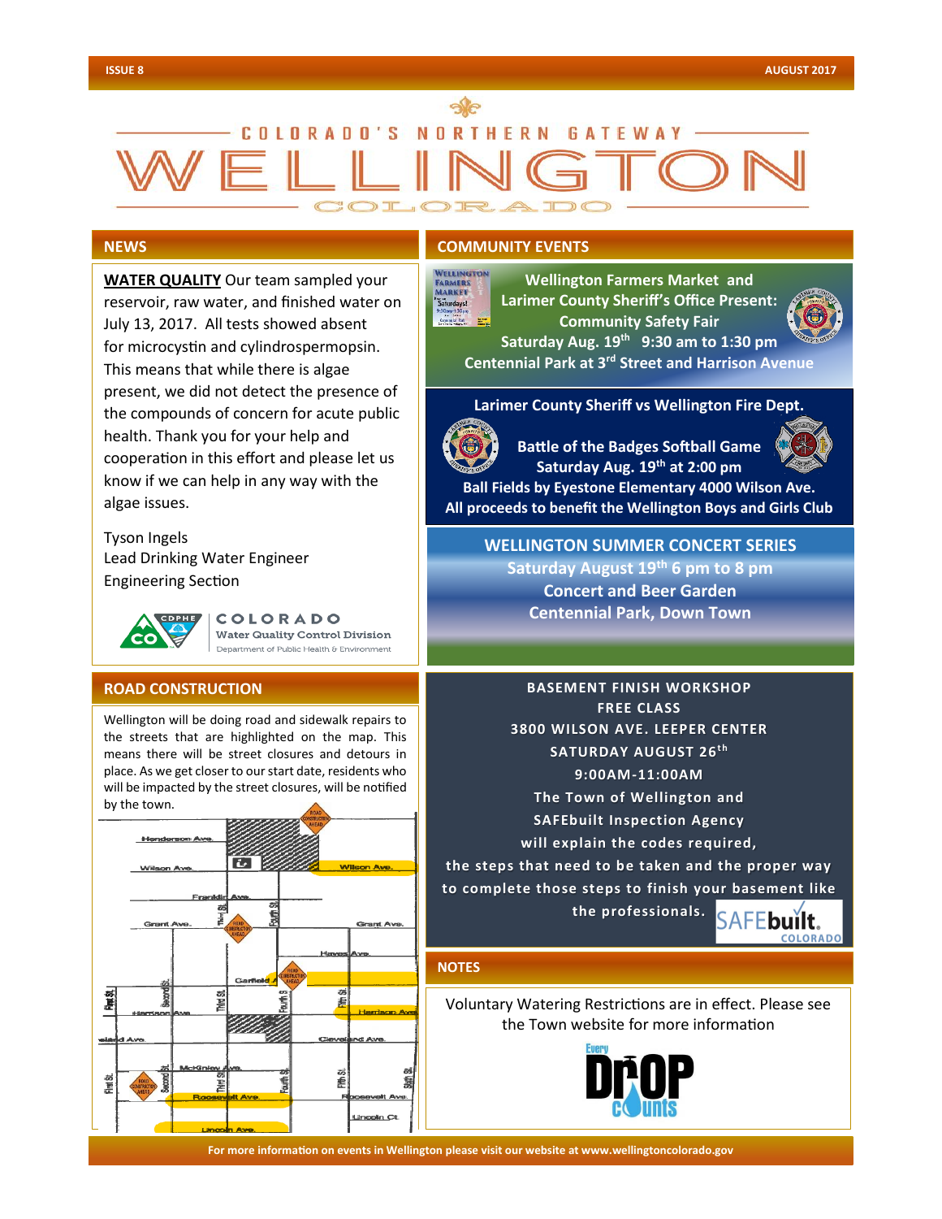# COLORADO'S NORTHERN GATEWAY WELLINGTON COLORADO

## NEWS

**WATER QUALITY** Our team sampled your reservoir, raw water, and finished water on July 13, 2017. All tests showed absent for microcystin and cylindrospermopsin. This means that while there is algae present, we did not detect the presence of the compounds of concern for acute public health. Thank you for your help and cooperation in this effort and please let us know if we can help in any way with the algae issues.

Tyson Ingels
Lead Drinking Water Engineer
Engineering Section

COLORADO Water Quality Control Division
Department of Public Health & Environment

## ROAD CONSTRUCTION

Wellington will be doing road and sidewalk repairs to the streets that are highlighted on the map. This means there will be street closures and detours in place. As we get closer to our start date, residents who will be impacted by the street closures, will be notified by the town.

## COMMUNITY EVENTS

**Wellington Farmers Market and Larimer County Sheriff's Office Present: Community Safety Fair**
**Saturday Aug. 19th 9:30 am to 1:30 pm**
**Centennial Park at 3rd Street and Harrison Avenue**

**Larimer County Sheriff vs Wellington Fire Dept.**
**Battle of the Badges Softball Game**
**Saturday Aug. 19th at 2:00 pm**
**Ball Fields by Eyestone Elementary 4000 Wilson Ave.**
**All proceeds to benefit the Wellington Boys and Girls Club**

**WELLINGTON SUMMER CONCERT SERIES**
**Saturday August 19th 6 pm to 8 pm**
**Concert and Beer Garden**
**Centennial Park, Down Town**

**BASEMENT FINISH WORKSHOP**
**FREE CLASS**
**3800 WILSON AVE. LEEPER CENTER**
**SATURDAY AUGUST 26th**
**9:00AM-11:00AM**
**The Town of Wellington and SAFEbuilt Inspection Agency will explain the codes required, the steps that need to be taken and the proper way to complete those steps to finish your basement like the professionals.**

## NOTES

Voluntary Watering Restrictions are in effect. Please see the Town website for more information

Every Drop Counts

For more information on events in Wellington please visit our website at www.wellingtoncolorado.gov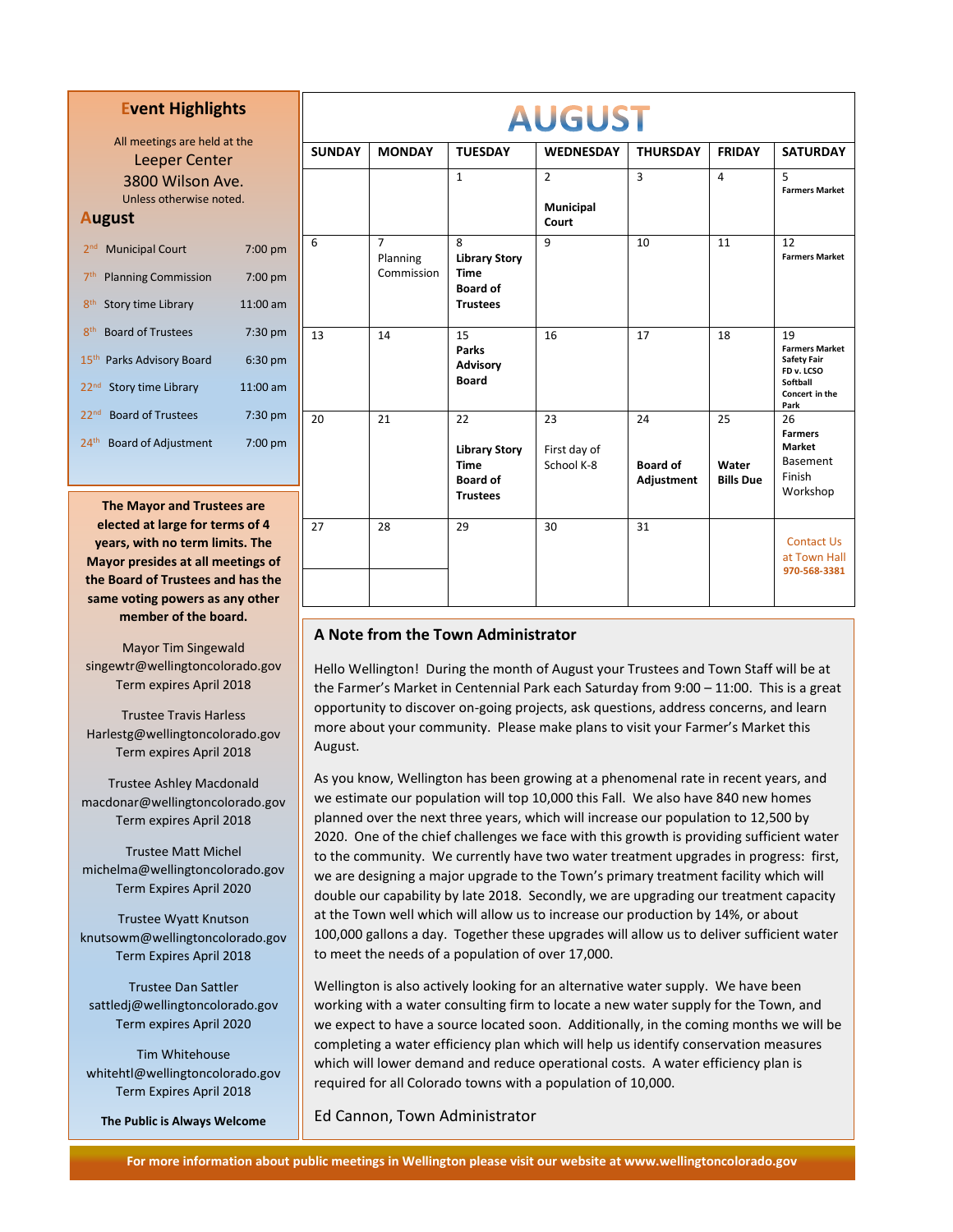## Event Highlights

All meetings are held at the
Leeper Center
3800 Wilson Ave.
Unless otherwise noted.

### August

| | | |
|---|---|---|
| 2nd | Municipal Court | 7:00 pm |
| 7th | Planning Commission | 7:00 pm |
| 8th | Story time Library | 11:00 am |
| 8th | Board of Trustees | 7:30 pm |
| 15th | Parks Advisory Board | 6:30 pm |
| 22nd | Story time Library | 11:00 am |
| 22nd | Board of Trustees | 7:30 pm |
| 24th | Board of Adjustment | 7:00 pm |

**The Mayor and Trustees are elected at large for terms of 4 years, with no term limits. The Mayor presides at all meetings of the Board of Trustees and has the same voting powers as any other member of the board.**

Mayor Tim Singewald
singewtr@wellingtoncolorado.gov
Term expires April 2018

Trustee Travis Harless
Harlestg@wellingtoncolorado.gov
Term expires April 2018

Trustee Ashley Macdonald
macdonar@wellingtoncolorado.gov
Term expires April 2018

Trustee Matt Michel
michelma@wellingtoncolorado.gov
Term Expires April 2020

Trustee Wyatt Knutson
knutsowm@wellingtoncolorado.gov
Term Expires April 2018

Trustee Dan Sattler
sattledj@wellingtoncolorado.gov
Term expires April 2020

Tim Whitehouse
whitehtl@wellingtoncolorado.gov
Term Expires April 2018

**The Public is Always Welcome**

# AUGUST

| SUNDAY | MONDAY | TUESDAY | WEDNESDAY | THURSDAY | FRIDAY | SATURDAY |
|---|---|---|---|---|---|---|
| | | 1 | 2 **Municipal Court** | 3 | 4 | 5 **Farmers Market** |
| 6 | 7 Planning Commission | 8 **Library Story Time** **Board of Trustees** | 9 | 10 | 11 | 12 **Farmers Market** |
| 13 | 14 | 15 **Parks Advisory Board** | 16 | 17 | 18 | 19 **Farmers Market** **Safety Fair** **FD v. LCSO Softball** **Concert in the Park** |
| 20 | 21 | 22 **Library Story Time** **Board of Trustees** | 23 First day of School K-8 | 24 **Board of Adjustment** | 25 **Water Bills Due** | 26 **Farmers Market** Basement Finish Workshop |
| 27 | 28 | 29 | 30 | 31 | | Contact Us at Town Hall **970-568-3381** |

### A Note from the Town Administrator

Hello Wellington! During the month of August your Trustees and Town Staff will be at the Farmer's Market in Centennial Park each Saturday from 9:00 – 11:00. This is a great opportunity to discover on-going projects, ask questions, address concerns, and learn more about your community. Please make plans to visit your Farmer's Market this August.

As you know, Wellington has been growing at a phenomenal rate in recent years, and we estimate our population will top 10,000 this Fall. We also have 840 new homes planned over the next three years, which will increase our population to 12,500 by 2020. One of the chief challenges we face with this growth is providing sufficient water to the community. We currently have two water treatment upgrades in progress: first, we are designing a major upgrade to the Town's primary treatment facility which will double our capability by late 2018. Secondly, we are upgrading our treatment capacity at the Town well which will allow us to increase our production by 14%, or about 100,000 gallons a day. Together these upgrades will allow us to deliver sufficient water to meet the needs of a population of over 17,000.

Wellington is also actively looking for an alternative water supply. We have been working with a water consulting firm to locate a new water supply for the Town, and we expect to have a source located soon. Additionally, in the coming months we will be completing a water efficiency plan which will help us identify conservation measures which will lower demand and reduce operational costs. A water efficiency plan is required for all Colorado towns with a population of 10,000.

Ed Cannon, Town Administrator

**For more information about public meetings in Wellington please visit our website at www.wellingtoncolorado.gov**